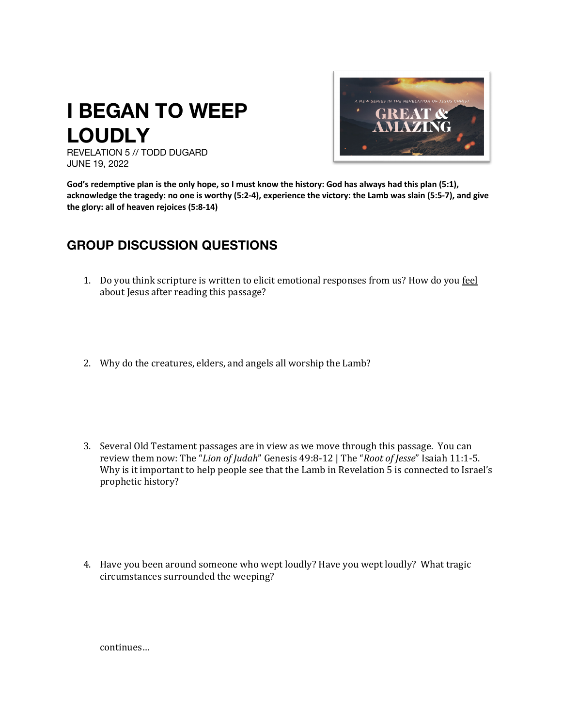# I BEGAN TO WEEP LOUDLY

REVELATION 5 // TODD DUGARD
JUNE 19, 2022

**God's redemptive plan is the only hope, so I must know the history: God has always had this plan (5:1), acknowledge the tragedy: no one is worthy (5:2-4), experience the victory: the Lamb was slain (5:5-7), and give the glory: all of heaven rejoices (5:8-14)**

## GROUP DISCUSSION QUESTIONS

1. Do you think scripture is written to elicit emotional responses from us? How do you <u>feel</u> about Jesus after reading this passage?

2. Why do the creatures, elders, and angels all worship the Lamb?

3. Several Old Testament passages are in view as we move through this passage. You can review them now: The "*Lion of Judah*" Genesis 49:8-12 | The "*Root of Jesse*" Isaiah 11:1-5. Why is it important to help people see that the Lamb in Revelation 5 is connected to Israel's prophetic history?

4. Have you been around someone who wept loudly? Have you wept loudly? What tragic circumstances surrounded the weeping?

continues…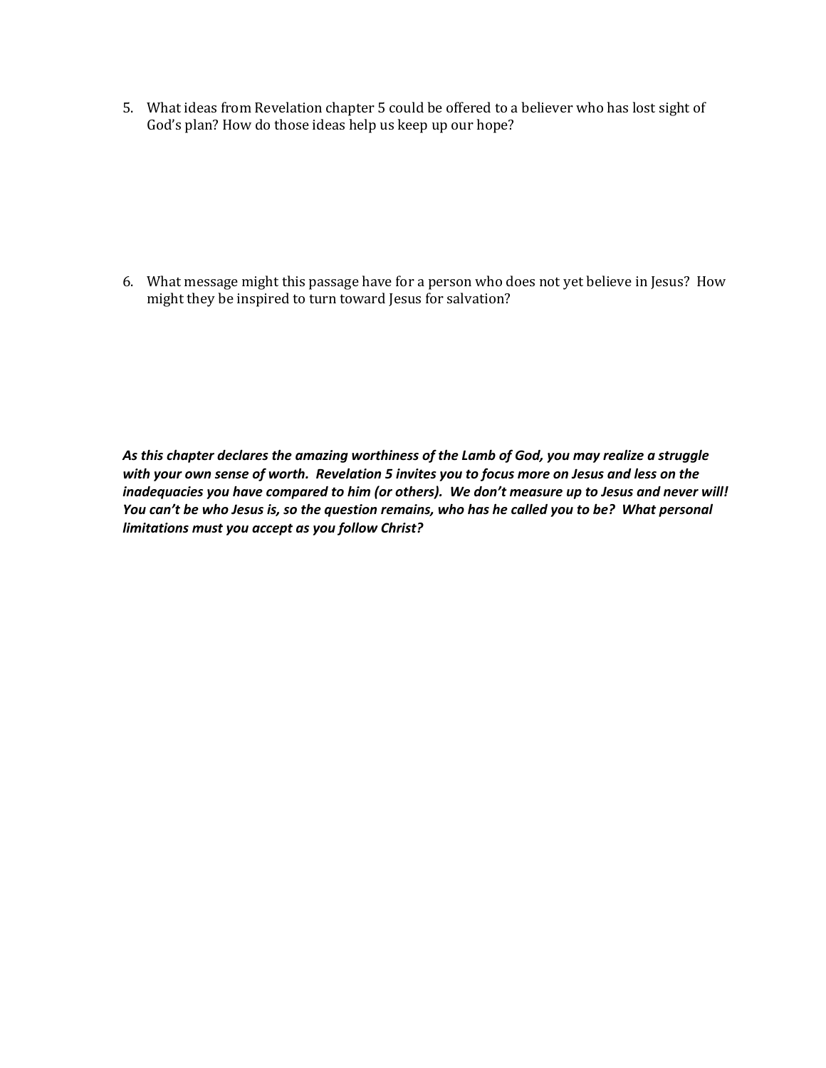5. What ideas from Revelation chapter 5 could be offered to a believer who has lost sight of God's plan? How do those ideas help us keep up our hope?

6. What message might this passage have for a person who does not yet believe in Jesus? How might they be inspired to turn toward Jesus for salvation?

***As this chapter declares the amazing worthiness of the Lamb of God, you may realize a struggle with your own sense of worth. Revelation 5 invites you to focus more on Jesus and less on the inadequacies you have compared to him (or others). We don't measure up to Jesus and never will! You can't be who Jesus is, so the question remains, who has he called you to be? What personal limitations must you accept as you follow Christ?***